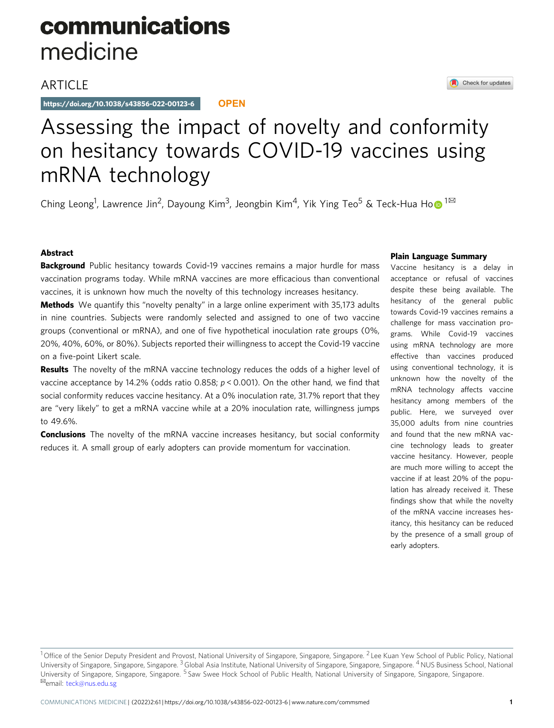communications medicine

ARTICLE

https://doi.org/10.1038/s43856-022-00123-6 OPEN

# Assessing the impact of novelty and conformity on hesitancy towards COVID-19 vaccines using mRNA technology

Ching Leong[1], Lawrence Jin[2], Dayoung Kim[3], Jeongbin Kim[4], Yik Ying Teo[5] & Teck-Hua Ho[1✉]

## Abstract

**Background** Public hesitancy towards Covid-19 vaccines remains a major hurdle for mass vaccination programs today. While mRNA vaccines are more efficacious than conventional vaccines, it is unknown how much the novelty of this technology increases hesitancy.

**Methods** We quantify this "novelty penalty" in a large online experiment with 35,173 adults in nine countries. Subjects were randomly selected and assigned to one of two vaccine groups (conventional or mRNA), and one of five hypothetical inoculation rate groups (0%, 20%, 40%, 60%, or 80%). Subjects reported their willingness to accept the Covid-19 vaccine on a five-point Likert scale.

**Results** The novelty of the mRNA vaccine technology reduces the odds of a higher level of vaccine acceptance by 14.2% (odds ratio 0.858; $p < 0.001$). On the other hand, we find that social conformity reduces vaccine hesitancy. At a 0% inoculation rate, 31.7% report that they are "very likely" to get a mRNA vaccine while at a 20% inoculation rate, willingness jumps to 49.6%.

**Conclusions** The novelty of the mRNA vaccine increases hesitancy, but social conformity reduces it. A small group of early adopters can provide momentum for vaccination.

## Plain Language Summary

Vaccine hesitancy is a delay in acceptance or refusal of vaccines despite these being available. The hesitancy of the general public towards Covid-19 vaccines remains a challenge for mass vaccination programs. While Covid-19 vaccines using mRNA technology are more effective than vaccines produced using conventional technology, it is unknown how the novelty of the mRNA technology affects vaccine hesitancy among members of the public. Here, we surveyed over 35,000 adults from nine countries and found that the new mRNA vaccine technology leads to greater vaccine hesitancy. However, people are much more willing to accept the vaccine if at least 20% of the population has already received it. These findings show that while the novelty of the mRNA vaccine increases hesitancy, this hesitancy can be reduced by the presence of a small group of early adopters.

---

[1] Office of the Senior Deputy President and Provost, National University of Singapore, Singapore, Singapore. [2] Lee Kuan Yew School of Public Policy, National University of Singapore, Singapore, Singapore. [3] Global Asia Institute, National University of Singapore, Singapore, Singapore. [4] NUS Business School, National University of Singapore, Singapore, Singapore. [5] Saw Swee Hock School of Public Health, National University of Singapore, Singapore, Singapore. ✉email: teck@nus.edu.sg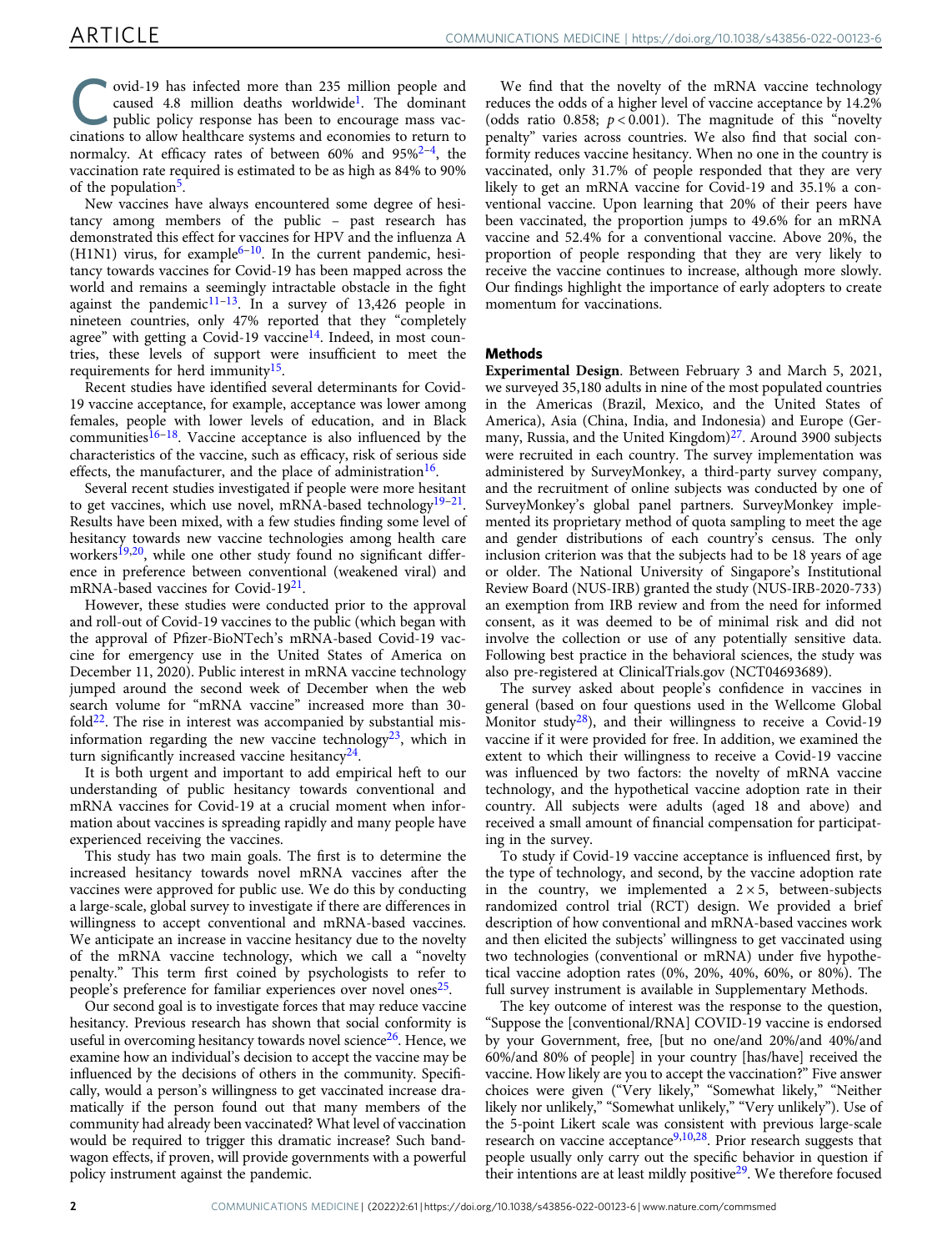Covid-19 has infected more than 235 million people and caused 4.8 million deaths worldwide[1]. The dominant public policy response has been to encourage mass vaccinations to allow healthcare systems and economies to return to normalcy. At efficacy rates of between 60% and 95%[2–4], the vaccination rate required is estimated to be as high as 84% to 90% of the population[5].

New vaccines have always encountered some degree of hesitancy among members of the public – past research has demonstrated this effect for vaccines for HPV and the influenza A (H1N1) virus, for example[6–10]. In the current pandemic, hesitancy towards vaccines for Covid-19 has been mapped across the world and remains a seemingly intractable obstacle in the fight against the pandemic[11–13]. In a survey of 13,426 people in nineteen countries, only 47% reported that they "completely agree" with getting a Covid-19 vaccine[14]. Indeed, in most countries, these levels of support were insufficient to meet the requirements for herd immunity[15].

Recent studies have identified several determinants for Covid-19 vaccine acceptance, for example, acceptance was lower among females, people with lower levels of education, and in Black communities[16–18]. Vaccine acceptance is also influenced by the characteristics of the vaccine, such as efficacy, risk of serious side effects, the manufacturer, and the place of administration[16].

Several recent studies investigated if people were more hesitant to get vaccines, which use novel, mRNA-based technology[19–21]. Results have been mixed, with a few studies finding some level of hesitancy towards new vaccine technologies among health care workers[19,20], while one other study found no significant difference in preference between conventional (weakened viral) and mRNA-based vaccines for Covid-19[21].

However, these studies were conducted prior to the approval and roll-out of Covid-19 vaccines to the public (which began with the approval of Pfizer-BioNTech's mRNA-based Covid-19 vaccine for emergency use in the United States of America on December 11, 2020). Public interest in mRNA vaccine technology jumped around the second week of December when the web search volume for "mRNA vaccine" increased more than 30-fold[22]. The rise in interest was accompanied by substantial misinformation regarding the new vaccine technology[23], which in turn significantly increased vaccine hesitancy[24].

It is both urgent and important to add empirical heft to our understanding of public hesitancy towards conventional and mRNA vaccines for Covid-19 at a crucial moment when information about vaccines is spreading rapidly and many people have experienced receiving the vaccines.

This study has two main goals. The first is to determine the increased hesitancy towards novel mRNA vaccines after the vaccines were approved for public use. We do this by conducting a large-scale, global survey to investigate if there are differences in willingness to accept conventional and mRNA-based vaccines. We anticipate an increase in vaccine hesitancy due to the novelty of the mRNA vaccine technology, which we call a "novelty penalty." This term first coined by psychologists to refer to people's preference for familiar experiences over novel ones[25].

Our second goal is to investigate forces that may reduce vaccine hesitancy. Previous research has shown that social conformity is useful in overcoming hesitancy towards novel science[26]. Hence, we examine how an individual's decision to accept the vaccine may be influenced by the decisions of others in the community. Specifically, would a person's willingness to get vaccinated increase dramatically if the person found out that many members of the community had already been vaccinated? What level of vaccination would be required to trigger this dramatic increase? Such bandwagon effects, if proven, will provide governments with a powerful policy instrument against the pandemic.

We find that the novelty of the mRNA vaccine technology reduces the odds of a higher level of vaccine acceptance by 14.2% (odds ratio 0.858; $p < 0.001$). The magnitude of this "novelty penalty" varies across countries. We also find that social conformity reduces vaccine hesitancy. When no one in the country is vaccinated, only 31.7% of people responded that they are very likely to get an mRNA vaccine for Covid-19 and 35.1% a conventional vaccine. Upon learning that 20% of their peers have been vaccinated, the proportion jumps to 49.6% for an mRNA vaccine and 52.4% for a conventional vaccine. Above 20%, the proportion of people responding that they are very likely to receive the vaccine continues to increase, although more slowly. Our findings highlight the importance of early adopters to create momentum for vaccinations.

## Methods

**Experimental Design**. Between February 3 and March 5, 2021, we surveyed 35,180 adults in nine of the most populated countries in the Americas (Brazil, Mexico, and the United States of America), Asia (China, India, and Indonesia) and Europe (Germany, Russia, and the United Kingdom)[27]. Around 3900 subjects were recruited in each country. The survey implementation was administered by SurveyMonkey, a third-party survey company, and the recruitment of online subjects was conducted by one of SurveyMonkey's global panel partners. SurveyMonkey implemented its proprietary method of quota sampling to meet the age and gender distributions of each country's census. The only inclusion criterion was that the subjects had to be 18 years of age or older. The National University of Singapore's Institutional Review Board (NUS-IRB) granted the study (NUS-IRB-2020-733) an exemption from IRB review and from the need for informed consent, as it was deemed to be of minimal risk and did not involve the collection or use of any potentially sensitive data. Following best practice in the behavioral sciences, the study was also pre-registered at ClinicalTrials.gov (NCT04693689).

The survey asked about people's confidence in vaccines in general (based on four questions used in the Wellcome Global Monitor study[28]), and their willingness to receive a Covid-19 vaccine if it were provided for free. In addition, we examined the extent to which their willingness to receive a Covid-19 vaccine was influenced by two factors: the novelty of mRNA vaccine technology, and the hypothetical vaccine adoption rate in their country. All subjects were adults (aged 18 and above) and received a small amount of financial compensation for participating in the survey.

To study if Covid-19 vaccine acceptance is influenced first, by the type of technology, and second, by the vaccine adoption rate in the country, we implemented a 2 × 5, between-subjects randomized control trial (RCT) design. We provided a brief description of how conventional and mRNA-based vaccines work and then elicited the subjects' willingness to get vaccinated using two technologies (conventional or mRNA) under five hypothetical vaccine adoption rates (0%, 20%, 40%, 60%, or 80%). The full survey instrument is available in Supplementary Methods.

The key outcome of interest was the response to the question, "Suppose the [conventional/RNA] COVID-19 vaccine is endorsed by your Government, free, [but no one/and 20%/and 40%/and 60%/and 80% of people] in your country [has/have] received the vaccine. How likely are you to accept the vaccination?" Five answer choices were given ("Very likely," "Somewhat likely," "Neither likely nor unlikely," "Somewhat unlikely," "Very unlikely"). Use of the 5-point Likert scale was consistent with previous large-scale research on vaccine acceptance[9,10,28]. Prior research suggests that people usually only carry out the specific behavior in question if their intentions are at least mildly positive[29]. We therefore focused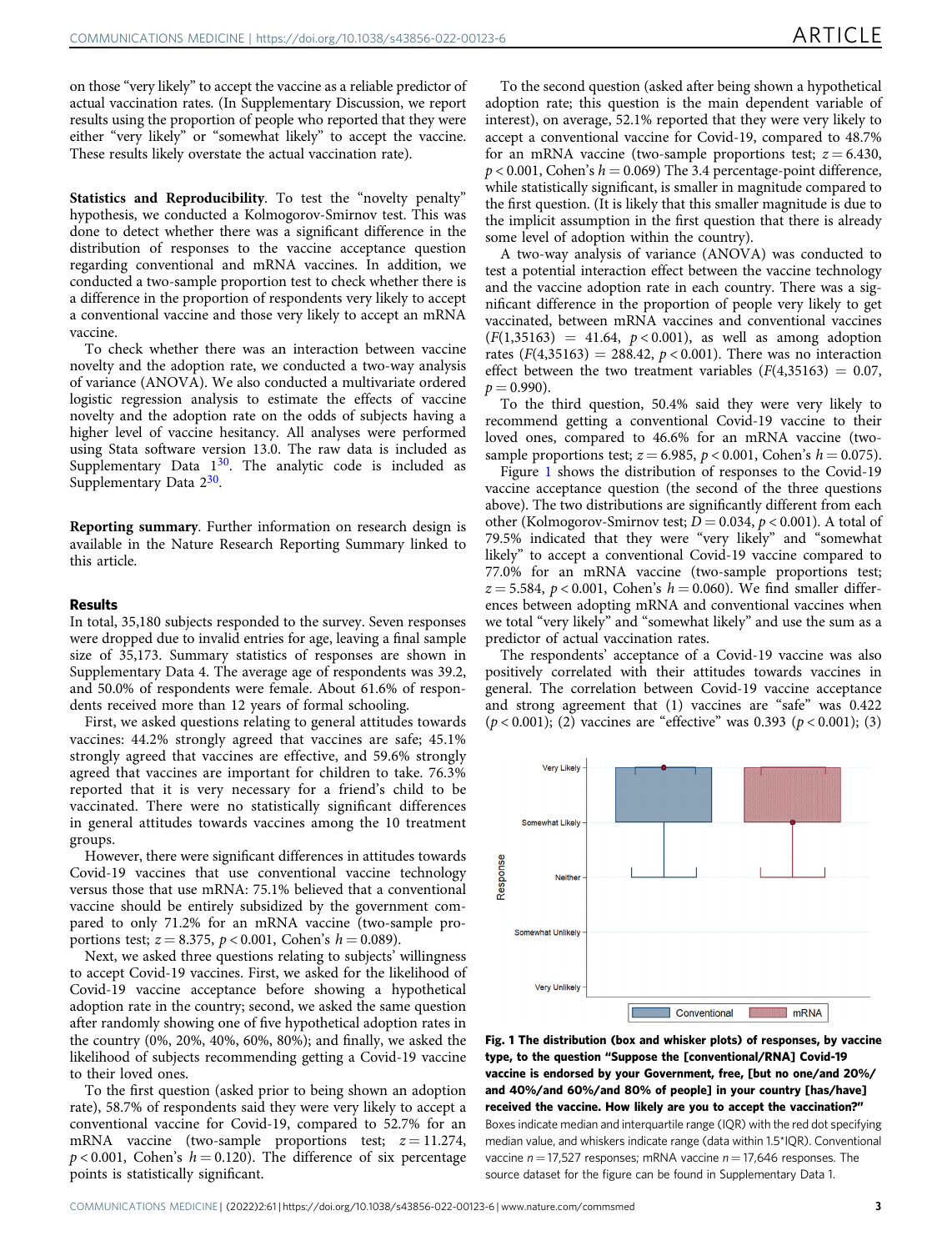on those "very likely" to accept the vaccine as a reliable predictor of actual vaccination rates. (In Supplementary Discussion, we report results using the proportion of people who reported that they were either "very likely" or "somewhat likely" to accept the vaccine. These results likely overstate the actual vaccination rate).

**Statistics and Reproducibility**. To test the "novelty penalty" hypothesis, we conducted a Kolmogorov-Smirnov test. This was done to detect whether there was a significant difference in the distribution of responses to the vaccine acceptance question regarding conventional and mRNA vaccines. In addition, we conducted a two-sample proportion test to check whether there is a difference in the proportion of respondents very likely to accept a conventional vaccine and those very likely to accept an mRNA vaccine.

To check whether there was an interaction between vaccine novelty and the adoption rate, we conducted a two-way analysis of variance (ANOVA). We also conducted a multivariate ordered logistic regression analysis to estimate the effects of vaccine novelty and the adoption rate on the odds of subjects having a higher level of vaccine hesitancy. All analyses were performed using Stata software version 13.0. The raw data is included as Supplementary Data 1[30]. The analytic code is included as Supplementary Data 2[30].

**Reporting summary**. Further information on research design is available in the Nature Research Reporting Summary linked to this article.

## Results

In total, 35,180 subjects responded to the survey. Seven responses were dropped due to invalid entries for age, leaving a final sample size of 35,173. Summary statistics of responses are shown in Supplementary Data 4. The average age of respondents was 39.2, and 50.0% of respondents were female. About 61.6% of respondents received more than 12 years of formal schooling.

First, we asked questions relating to general attitudes towards vaccines: 44.2% strongly agreed that vaccines are safe; 45.1% strongly agreed that vaccines are effective, and 59.6% strongly agreed that vaccines are important for children to take. 76.3% reported that it is very necessary for a friend's child to be vaccinated. There were no statistically significant differences in general attitudes towards vaccines among the 10 treatment groups.

However, there were significant differences in attitudes towards Covid-19 vaccines that use conventional vaccine technology versus those that use mRNA: 75.1% believed that a conventional vaccine should be entirely subsidized by the government compared to only 71.2% for an mRNA vaccine (two-sample proportions test; $z = 8.375$, $p < 0.001$, Cohen's $h = 0.089$).

Next, we asked three questions relating to subjects' willingness to accept Covid-19 vaccines. First, we asked for the likelihood of Covid-19 vaccine acceptance before showing a hypothetical adoption rate in the country; second, we asked the same question after randomly showing one of five hypothetical adoption rates in the country (0%, 20%, 40%, 60%, 80%); and finally, we asked the likelihood of subjects recommending getting a Covid-19 vaccine to their loved ones.

To the first question (asked prior to being shown an adoption rate), 58.7% of respondents said they were very likely to accept a conventional vaccine for Covid-19, compared to 52.7% for an mRNA vaccine (two-sample proportions test; $z = 11.274$, $p < 0.001$, Cohen's $h = 0.120$). The difference of six percentage points is statistically significant.

To the second question (asked after being shown a hypothetical adoption rate; this question is the main dependent variable of interest), on average, 52.1% reported that they were very likely to accept a conventional vaccine for Covid-19, compared to 48.7% for an mRNA vaccine (two-sample proportions test; $z = 6.430$, $p < 0.001$, Cohen's $h = 0.069$) The 3.4 percentage-point difference, while statistically significant, is smaller in magnitude compared to the first question. (It is likely that this smaller magnitude is due to the implicit assumption in the first question that there is already some level of adoption within the country).

A two-way analysis of variance (ANOVA) was conducted to test a potential interaction effect between the vaccine technology and the vaccine adoption rate in each country. There was a significant difference in the proportion of people very likely to get vaccinated, between mRNA vaccines and conventional vaccines ($F(1,35163) = 41.64$, $p < 0.001$), as well as among adoption rates ($F(4,35163) = 288.42$, $p < 0.001$). There was no interaction effect between the two treatment variables ($F(4,35163) = 0.07$, $p = 0.990$).

To the third question, 50.4% said they were very likely to recommend getting a conventional Covid-19 vaccine to their loved ones, compared to 46.6% for an mRNA vaccine (two-sample proportions test; $z = 6.985$, $p < 0.001$, Cohen's $h = 0.075$).

Figure 1 shows the distribution of responses to the Covid-19 vaccine acceptance question (the second of the three questions above). The two distributions are significantly different from each other (Kolmogorov-Smirnov test; $D = 0.034$, $p < 0.001$). A total of 79.5% indicated that they were "very likely" and "somewhat likely" to accept a conventional Covid-19 vaccine compared to 77.0% for an mRNA vaccine (two-sample proportions test; $z = 5.584$, $p < 0.001$, Cohen's $h = 0.060$). We find smaller differences between adopting mRNA and conventional vaccines when we total "very likely" and "somewhat likely" and use the sum as a predictor of actual vaccination rates.

The respondents' acceptance of a Covid-19 vaccine was also positively correlated with their attitudes towards vaccines in general. The correlation between Covid-19 vaccine acceptance and strong agreement that (1) vaccines are "safe" was 0.422 ($p < 0.001$); (2) vaccines are "effective" was 0.393 ($p < 0.001$); (3)

**Fig. 1 The distribution (box and whisker plots) of responses, by vaccine type, to the question "Suppose the [conventional/RNA] Covid-19 vaccine is endorsed by your Government, free, [but no one/and 20%/and 40%/and 60%/and 80% of people] in your country [has/have] received the vaccine. How likely are you to accept the vaccination?"** Boxes indicate median and interquartile range (IQR) with the red dot specifying median value, and whiskers indicate range (data within 1.5*IQR). Conventional vaccine $n = 17,527$ responses; mRNA vaccine $n = 17,646$ responses. The source dataset for the figure can be found in Supplementary Data 1.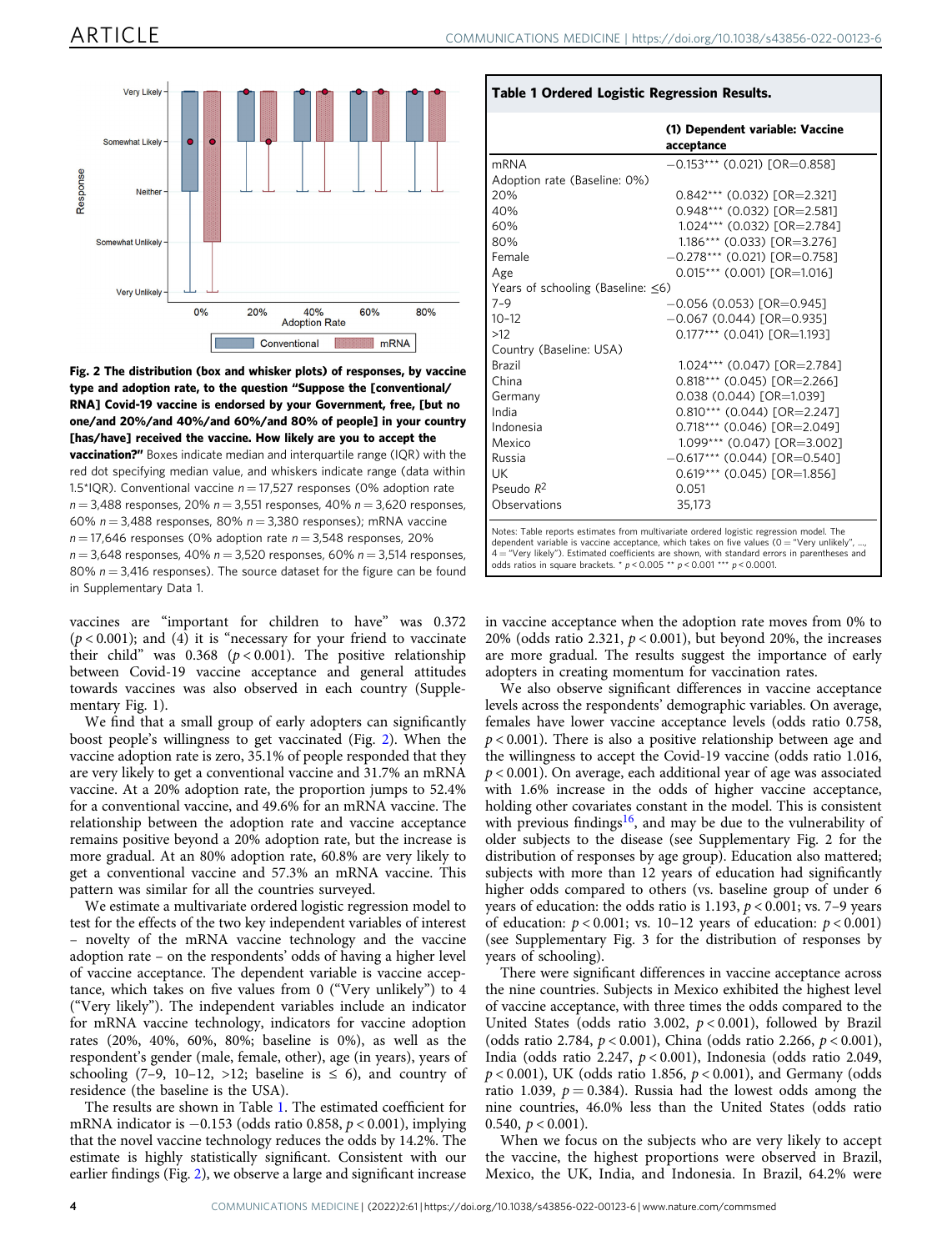**Fig. 2 The distribution (box and whisker plots) of responses, by vaccine type and adoption rate, to the question "Suppose the [conventional/RNA] Covid-19 vaccine is endorsed by your Government, free, [but no one/and 20%/and 40%/and 60%/and 80% of people] in your country [has/have] received the vaccine. How likely are you to accept the vaccination?"** Boxes indicate median and interquartile range (IQR) with the red dot specifying median value, and whiskers indicate range (data within 1.5*IQR). Conventional vaccine $n = 17,527$ responses (0% adoption rate $n = 3,488$ responses, 20% $n = 3,551$ responses, 40% $n = 3,620$ responses, 60% $n = 3,488$ responses, 80% $n = 3,380$ responses); mRNA vaccine $n = 17,646$ responses (0% adoption rate $n = 3,548$ responses, 20% $n = 3,648$ responses, 40% $n = 3,520$ responses, 60% $n = 3,514$ responses, 80% $n = 3,416$ responses). The source dataset for the figure can be found in Supplementary Data 1.

**Table 1 Ordered Logistic Regression Results.**

| | (1) Dependent variable: Vaccine acceptance |
|---|---|
| mRNA | −0.153*** (0.021) [OR=0.858] |
| Adoption rate (Baseline: 0%) | |
| 20% | 0.842*** (0.032) [OR=2.321] |
| 40% | 0.948*** (0.032) [OR=2.581] |
| 60% | 1.024*** (0.032) [OR=2.784] |
| 80% | 1.186*** (0.033) [OR=3.276] |
| Female | −0.278*** (0.021) [OR=0.758] |
| Age | 0.015*** (0.001) [OR=1.016] |
| Years of schooling (Baseline: ≤6) | |
| 7–9 | −0.056 (0.053) [OR=0.945] |
| 10–12 | −0.067 (0.044) [OR=0.935] |
| >12 | 0.177*** (0.041) [OR=1.193] |
| Country (Baseline: USA) | |
| Brazil | 1.024*** (0.047) [OR=2.784] |
| China | 0.818*** (0.045) [OR=2.266] |
| Germany | 0.038 (0.044) [OR=1.039] |
| India | 0.810*** (0.044) [OR=2.247] |
| Indonesia | 0.718*** (0.046) [OR=2.049] |
| Mexico | 1.099*** (0.047) [OR=3.002] |
| Russia | −0.617*** (0.044) [OR=0.540] |
| UK | 0.619*** (0.045) [OR=1.856] |
| Pseudo $R^2$ | 0.051 |
| Observations | 35,173 |

Notes: Table reports estimates from multivariate ordered logistic regression model. The dependent variable is vaccine acceptance, which takes on five values (0 = "Very unlikely", ..., 4 = "Very likely"). Estimated coefficients are shown, with standard errors in parentheses and odds ratios in square brackets. * $p < 0.005$ ** $p < 0.001$ *** $p < 0.0001$.

vaccines are "important for children to have" was 0.372 ($p < 0.001$); and (4) it is "necessary for your friend to vaccinate their child" was 0.368 ($p < 0.001$). The positive relationship between Covid-19 vaccine acceptance and general attitudes towards vaccines was also observed in each country (Supplementary Fig. 1).

We find that a small group of early adopters can significantly boost people's willingness to get vaccinated (Fig. 2). When the vaccine adoption rate is zero, 35.1% of people responded that they are very likely to get a conventional vaccine and 31.7% an mRNA vaccine. At a 20% adoption rate, the proportion jumps to 52.4% for a conventional vaccine, and 49.6% for an mRNA vaccine. The relationship between the adoption rate and vaccine acceptance remains positive beyond a 20% adoption rate, but the increase is more gradual. At an 80% adoption rate, 60.8% are very likely to get a conventional vaccine and 57.3% an mRNA vaccine. This pattern was similar for all the countries surveyed.

We estimate a multivariate ordered logistic regression model to test for the effects of the two key independent variables of interest – novelty of the mRNA vaccine technology and the vaccine adoption rate – on the respondents' odds of having a higher level of vaccine acceptance. The dependent variable is vaccine acceptance, which takes on five values from 0 ("Very unlikely") to 4 ("Very likely"). The independent variables include an indicator for mRNA vaccine technology, indicators for vaccine adoption rates (20%, 40%, 60%, 80%; baseline is 0%), as well as the respondent's gender (male, female, other), age (in years), years of schooling (7–9, 10–12, >12; baseline is ≤ 6), and country of residence (the baseline is the USA).

The results are shown in Table 1. The estimated coefficient for mRNA indicator is −0.153 (odds ratio 0.858, $p < 0.001$), implying that the novel vaccine technology reduces the odds by 14.2%. The estimate is highly statistically significant. Consistent with our earlier findings (Fig. 2), we observe a large and significant increase in vaccine acceptance when the adoption rate moves from 0% to 20% (odds ratio 2.321, $p < 0.001$), but beyond 20%, the increases are more gradual. The results suggest the importance of early adopters in creating momentum for vaccination rates.

We also observe significant differences in vaccine acceptance levels across the respondents' demographic variables. On average, females have lower vaccine acceptance levels (odds ratio 0.758, $p < 0.001$). There is also a positive relationship between age and the willingness to accept the Covid-19 vaccine (odds ratio 1.016, $p < 0.001$). On average, each additional year of age was associated with 1.6% increase in the odds of higher vaccine acceptance, holding other covariates constant in the model. This is consistent with previous findings[16], and may be due to the vulnerability of older subjects to the disease (see Supplementary Fig. 2 for the distribution of responses by age group). Education also mattered; subjects with more than 12 years of education had significantly higher odds compared to others (vs. baseline group of under 6 years of education: the odds ratio is 1.193, $p < 0.001$; vs. 7–9 years of education: $p < 0.001$; vs. 10–12 years of education: $p < 0.001$) (see Supplementary Fig. 3 for the distribution of responses by years of schooling).

There were significant differences in vaccine acceptance across the nine countries. Subjects in Mexico exhibited the highest level of vaccine acceptance, with three times the odds compared to the United States (odds ratio 3.002, $p < 0.001$), followed by Brazil (odds ratio 2.784, $p < 0.001$), China (odds ratio 2.266, $p < 0.001$), India (odds ratio 2.247, $p < 0.001$), Indonesia (odds ratio 2.049, $p < 0.001$), UK (odds ratio 1.856, $p < 0.001$), and Germany (odds ratio 1.039, $p = 0.384$). Russia had the lowest odds among the nine countries, 46.0% less than the United States (odds ratio 0.540, $p < 0.001$).

When we focus on the subjects who are very likely to accept the vaccine, the highest proportions were observed in Brazil, Mexico, the UK, India, and Indonesia. In Brazil, 64.2% were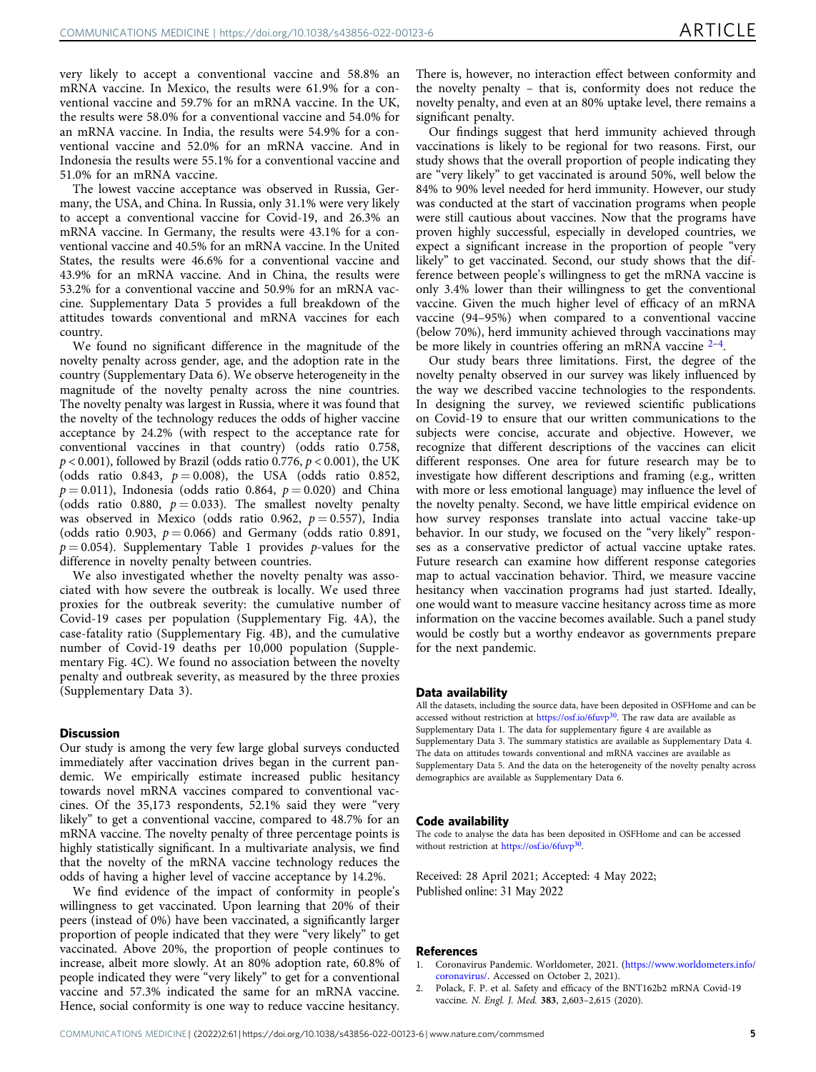very likely to accept a conventional vaccine and 58.8% an mRNA vaccine. In Mexico, the results were 61.9% for a conventional vaccine and 59.7% for an mRNA vaccine. In the UK, the results were 58.0% for a conventional vaccine and 54.0% for an mRNA vaccine. In India, the results were 54.9% for a conventional vaccine and 52.0% for an mRNA vaccine. And in Indonesia the results were 55.1% for a conventional vaccine and 51.0% for an mRNA vaccine.

The lowest vaccine acceptance was observed in Russia, Germany, the USA, and China. In Russia, only 31.1% were very likely to accept a conventional vaccine for Covid-19, and 26.3% an mRNA vaccine. In Germany, the results were 43.1% for a conventional vaccine and 40.5% for an mRNA vaccine. In the United States, the results were 46.6% for a conventional vaccine and 43.9% for an mRNA vaccine. And in China, the results were 53.2% for a conventional vaccine and 50.9% for an mRNA vaccine. Supplementary Data 5 provides a full breakdown of the attitudes towards conventional and mRNA vaccines for each country.

We found no significant difference in the magnitude of the novelty penalty across gender, age, and the adoption rate in the country (Supplementary Data 6). We observe heterogeneity in the magnitude of the novelty penalty across the nine countries. The novelty penalty was largest in Russia, where it was found that the novelty of the technology reduces the odds of higher vaccine acceptance by 24.2% (with respect to the acceptance rate for conventional vaccines in that country) (odds ratio 0.758, $p < 0.001$), followed by Brazil (odds ratio 0.776, $p < 0.001$), the UK (odds ratio 0.843, $p = 0.008$), the USA (odds ratio 0.852, $p = 0.011$), Indonesia (odds ratio 0.864, $p = 0.020$) and China (odds ratio 0.880, $p = 0.033$). The smallest novelty penalty was observed in Mexico (odds ratio 0.962, $p = 0.557$), India (odds ratio 0.903, $p = 0.066$) and Germany (odds ratio 0.891, $p = 0.054$). Supplementary Table 1 provides $p$-values for the difference in novelty penalty between countries.

We also investigated whether the novelty penalty was associated with how severe the outbreak is locally. We used three proxies for the outbreak severity: the cumulative number of Covid-19 cases per population (Supplementary Fig. 4A), the case-fatality ratio (Supplementary Fig. 4B), and the cumulative number of Covid-19 deaths per 10,000 population (Supplementary Fig. 4C). We found no association between the novelty penalty and outbreak severity, as measured by the three proxies (Supplementary Data 3).

## Discussion

Our study is among the very few large global surveys conducted immediately after vaccination drives began in the current pandemic. We empirically estimate increased public hesitancy towards novel mRNA vaccines compared to conventional vaccines. Of the 35,173 respondents, 52.1% said they were "very likely" to get a conventional vaccine, compared to 48.7% for an mRNA vaccine. The novelty penalty of three percentage points is highly statistically significant. In a multivariate analysis, we find that the novelty of the mRNA vaccine technology reduces the odds of having a higher level of vaccine acceptance by 14.2%.

We find evidence of the impact of conformity in people's willingness to get vaccinated. Upon learning that 20% of their peers (instead of 0%) have been vaccinated, a significantly larger proportion of people indicated that they were "very likely" to get vaccinated. Above 20%, the proportion of people continues to increase, albeit more slowly. At an 80% adoption rate, 60.8% of people indicated they were "very likely" to get for a conventional vaccine and 57.3% indicated the same for an mRNA vaccine. Hence, social conformity is one way to reduce vaccine hesitancy. There is, however, no interaction effect between conformity and the novelty penalty – that is, conformity does not reduce the novelty penalty, and even at an 80% uptake level, there remains a significant penalty.

Our findings suggest that herd immunity achieved through vaccinations is likely to be regional for two reasons. First, our study shows that the overall proportion of people indicating they are "very likely" to get vaccinated is around 50%, well below the 84% to 90% level needed for herd immunity. However, our study was conducted at the start of vaccination programs when people were still cautious about vaccines. Now that the programs have proven highly successful, especially in developed countries, we expect a significant increase in the proportion of people "very likely" to get vaccinated. Second, our study shows that the difference between people's willingness to get the mRNA vaccine is only 3.4% lower than their willingness to get the conventional vaccine. Given the much higher level of efficacy of an mRNA vaccine (94–95%) when compared to a conventional vaccine (below 70%), herd immunity achieved through vaccinations may be more likely in countries offering an mRNA vaccine [2–4].

Our study bears three limitations. First, the degree of the novelty penalty observed in our survey was likely influenced by the way we described vaccine technologies to the respondents. In designing the survey, we reviewed scientific publications on Covid-19 to ensure that our written communications to the subjects were concise, accurate and objective. However, we recognize that different descriptions of the vaccines can elicit different responses. One area for future research may be to investigate how different descriptions and framing (e.g., written with more or less emotional language) may influence the level of the novelty penalty. Second, we have little empirical evidence on how survey responses translate into actual vaccine take-up behavior. In our study, we focused on the "very likely" responses as a conservative predictor of actual vaccine uptake rates. Future research can examine how different response categories map to actual vaccination behavior. Third, we measure vaccine hesitancy when vaccination programs had just started. Ideally, one would want to measure vaccine hesitancy across time as more information on the vaccine becomes available. Such a panel study would be costly but a worthy endeavor as governments prepare for the next pandemic.

## Data availability

All the datasets, including the source data, have been deposited in OSFHome and can be accessed without restriction at https://osf.io/6fuvp[30]. The raw data are available as Supplementary Data 1. The data for supplementary figure 4 are available as Supplementary Data 3. The summary statistics are available as Supplementary Data 4. The data on attitudes towards conventional and mRNA vaccines are available as Supplementary Data 5. And the data on the heterogeneity of the novelty penalty across demographics are available as Supplementary Data 6.

## Code availability

The code to analyse the data has been deposited in OSFHome and can be accessed without restriction at https://osf.io/6fuvp[30].

Received: 28 April 2021; Accepted: 4 May 2022;
Published online: 31 May 2022

## References

1. Coronavirus Pandemic. Worldometer, 2021. (https://www.worldometers.info/coronavirus/. Accessed on October 2, 2021).
2. Polack, F. P. et al. Safety and efficacy of the BNT162b2 mRNA Covid-19 vaccine. *N. Engl. J. Med.* **383**, 2,603–2,615 (2020).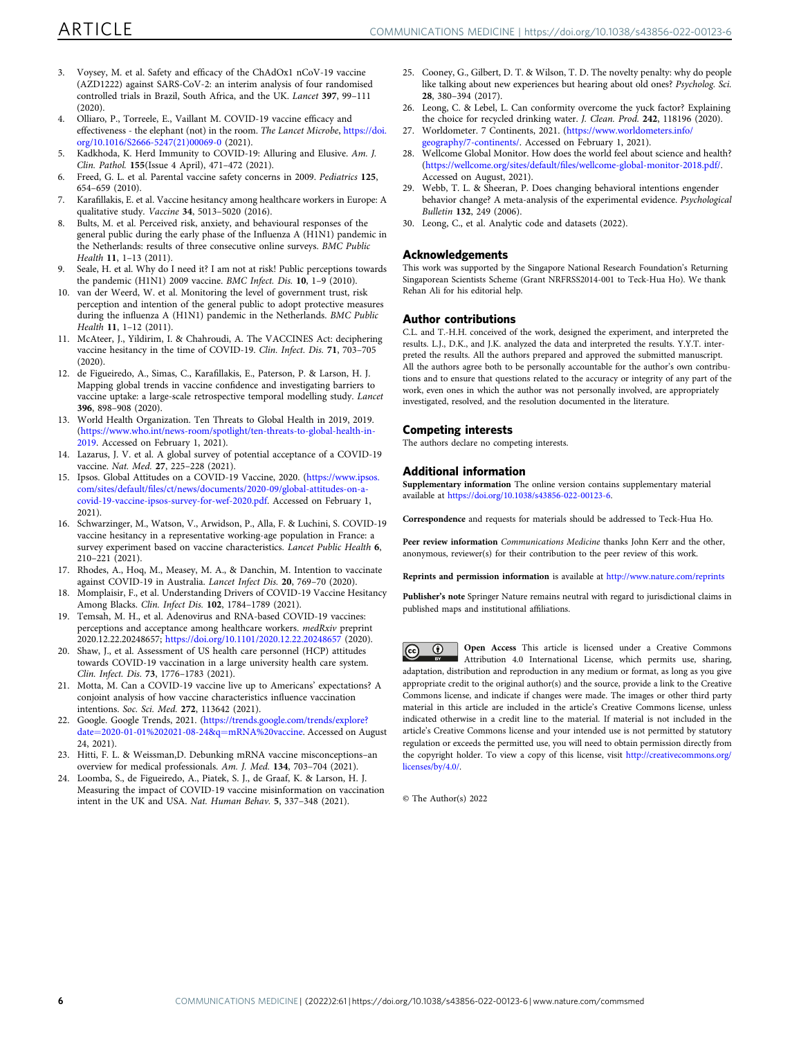3. Voysey, M. et al. Safety and efficacy of the ChAdOx1 nCoV-19 vaccine (AZD1222) against SARS-CoV-2: an interim analysis of four randomised controlled trials in Brazil, South Africa, and the UK. *Lancet* **397**, 99–111 (2020).
4. Olliaro, P., Torreele, E., Vaillant M. COVID-19 vaccine efficacy and effectiveness - the elephant (not) in the room. *The Lancet Microbe*, https://doi.org/10.1016/S2666-5247(21)00069-0 (2021).
5. Kadkhoda, K. Herd Immunity to COVID-19: Alluring and Elusive. *Am. J. Clin. Pathol.* **155**(Issue 4 April), 471–472 (2021).
6. Freed, G. L. et al. Parental vaccine safety concerns in 2009. *Pediatrics* **125**, 654–659 (2010).
7. Karafillakis, E. et al. Vaccine hesitancy among healthcare workers in Europe: A qualitative study. *Vaccine* **34**, 5013–5020 (2016).
8. Bults, M. et al. Perceived risk, anxiety, and behavioural responses of the general public during the early phase of the Influenza A (H1N1) pandemic in the Netherlands: results of three consecutive online surveys. *BMC Public Health* **11**, 1–13 (2011).
9. Seale, H. et al. Why do I need it? I am not at risk! Public perceptions towards the pandemic (H1N1) 2009 vaccine. *BMC Infect. Dis.* **10**, 1–9 (2010).
10. van der Weerd, W. et al. Monitoring the level of government trust, risk perception and intention of the general public to adopt protective measures during the influenza A (H1N1) pandemic in the Netherlands. *BMC Public Health* **11**, 1–12 (2011).
11. McAteer, J., Yildirim, I. & Chahroudi, A. The VACCINES Act: deciphering vaccine hesitancy in the time of COVID-19. *Clin. Infect. Dis.* **71**, 703–705 (2020).
12. de Figueiredo, A., Simas, C., Karafillakis, E., Paterson, P. & Larson, H. J. Mapping global trends in vaccine confidence and investigating barriers to vaccine uptake: a large-scale retrospective temporal modelling study. *Lancet* **396**, 898–908 (2020).
13. World Health Organization. Ten Threats to Global Health in 2019, 2019. (https://www.who.int/news-room/spotlight/ten-threats-to-global-health-in-2019. Accessed on February 1, 2021).
14. Lazarus, J. V. et al. A global survey of potential acceptance of a COVID-19 vaccine. *Nat. Med.* **27**, 225–228 (2021).
15. Ipsos. Global Attitudes on a COVID-19 Vaccine, 2020. (https://www.ipsos.com/sites/default/files/ct/news/documents/2020-09/global-attitudes-on-a-covid-19-vaccine-ipsos-survey-for-wef-2020.pdf. Accessed on February 1, 2021).
16. Schwarzinger, M., Watson, V., Arwidson, P., Alla, F. & Luchini, S. COVID-19 vaccine hesitancy in a representative working-age population in France: a survey experiment based on vaccine characteristics. *Lancet Public Health* **6**, 210–221 (2021).
17. Rhodes, A., Hoq, M., Measey, M. A., & Danchin, M. Intention to vaccinate against COVID-19 in Australia. *Lancet Infect Dis.* **20**, 769–70 (2020).
18. Momplaisir, F., et al. Understanding Drivers of COVID-19 Vaccine Hesitancy Among Blacks. *Clin. Infect Dis.* **102**, 1784–1789 (2021).
19. Temsah, M. H., et al. Adenovirus and RNA-based COVID-19 vaccines: perceptions and acceptance among healthcare workers. *medRxiv* preprint 2020.12.22.20248657; https://doi.org/10.1101/2020.12.22.20248657 (2020).
20. Shaw, J., et al. Assessment of US health care personnel (HCP) attitudes towards COVID-19 vaccination in a large university health care system. *Clin. Infect. Dis.* **73**, 1776–1783 (2021).
21. Motta, M. Can a COVID-19 vaccine live up to Americans' expectations? A conjoint analysis of how vaccine characteristics influence vaccination intentions. *Soc. Sci. Med.* **272**, 113642 (2021).
22. Google. Google Trends, 2021. (https://trends.google.com/trends/explore?date=2020-01-01%202021-08-24&q=mRNA%20vaccine. Accessed on August 24, 2021).
23. Hitti, F. L. & Weissman,D. Debunking mRNA vaccine misconceptions–an overview for medical professionals. *Am. J. Med.* **134**, 703–704 (2021).
24. Loomba, S., de Figueiredo, A., Piatek, S. J., de Graaf, K. & Larson, H. J. Measuring the impact of COVID-19 vaccine misinformation on vaccination intent in the UK and USA. *Nat. Human Behav.* **5**, 337–348 (2021).
25. Cooney, G., Gilbert, D. T. & Wilson, T. D. The novelty penalty: why do people like talking about new experiences but hearing about old ones? *Psycholog. Sci.* **28**, 380–394 (2017).
26. Leong, C. & Lebel, L. Can conformity overcome the yuck factor? Explaining the choice for recycled drinking water. *J. Clean. Prod.* **242**, 118196 (2020).
27. Worldometer. 7 Continents, 2021. (https://www.worldometers.info/geography/7-continents/. Accessed on February 1, 2021).
28. Wellcome Global Monitor. How does the world feel about science and health? (https://wellcome.org/sites/default/files/wellcome-global-monitor-2018.pdf/. Accessed on August, 2021).
29. Webb, T. L. & Sheeran, P. Does changing behavioral intentions engender behavior change? A meta-analysis of the experimental evidence. *Psychological Bulletin* **132**, 249 (2006).
30. Leong, C., et al. Analytic code and datasets (2022).

## Acknowledgements

This work was supported by the Singapore National Research Foundation's Returning Singaporean Scientists Scheme (Grant NRFRSS2014-001 to Teck-Hua Ho). We thank Rehan Ali for his editorial help.

## Author contributions

C.L. and T.-H.H. conceived of the work, designed the experiment, and interpreted the results. L.J., D.K., and J.K. analyzed the data and interpreted the results. Y.Y.T. interpreted the results. All the authors prepared and approved the submitted manuscript. All the authors agree both to be personally accountable for the author's own contributions and to ensure that questions related to the accuracy or integrity of any part of the work, even ones in which the author was not personally involved, are appropriately investigated, resolved, and the resolution documented in the literature.

## Competing interests

The authors declare no competing interests.

## Additional information

**Supplementary information** The online version contains supplementary material available at https://doi.org/10.1038/s43856-022-00123-6.

**Correspondence** and requests for materials should be addressed to Teck-Hua Ho.

**Peer review information** *Communications Medicine* thanks John Kerr and the other, anonymous, reviewer(s) for their contribution to the peer review of this work.

**Reprints and permission information** is available at http://www.nature.com/reprints

**Publisher's note** Springer Nature remains neutral with regard to jurisdictional claims in published maps and institutional affiliations.

**Open Access** This article is licensed under a Creative Commons Attribution 4.0 International License, which permits use, sharing, adaptation, distribution and reproduction in any medium or format, as long as you give appropriate credit to the original author(s) and the source, provide a link to the Creative Commons license, and indicate if changes were made. The images or other third party material in this article are included in the article's Creative Commons license, unless indicated otherwise in a credit line to the material. If material is not included in the article's Creative Commons license and your intended use is not permitted by statutory regulation or exceeds the permitted use, you will need to obtain permission directly from the copyright holder. To view a copy of this license, visit http://creativecommons.org/licenses/by/4.0/.

© The Author(s) 2022